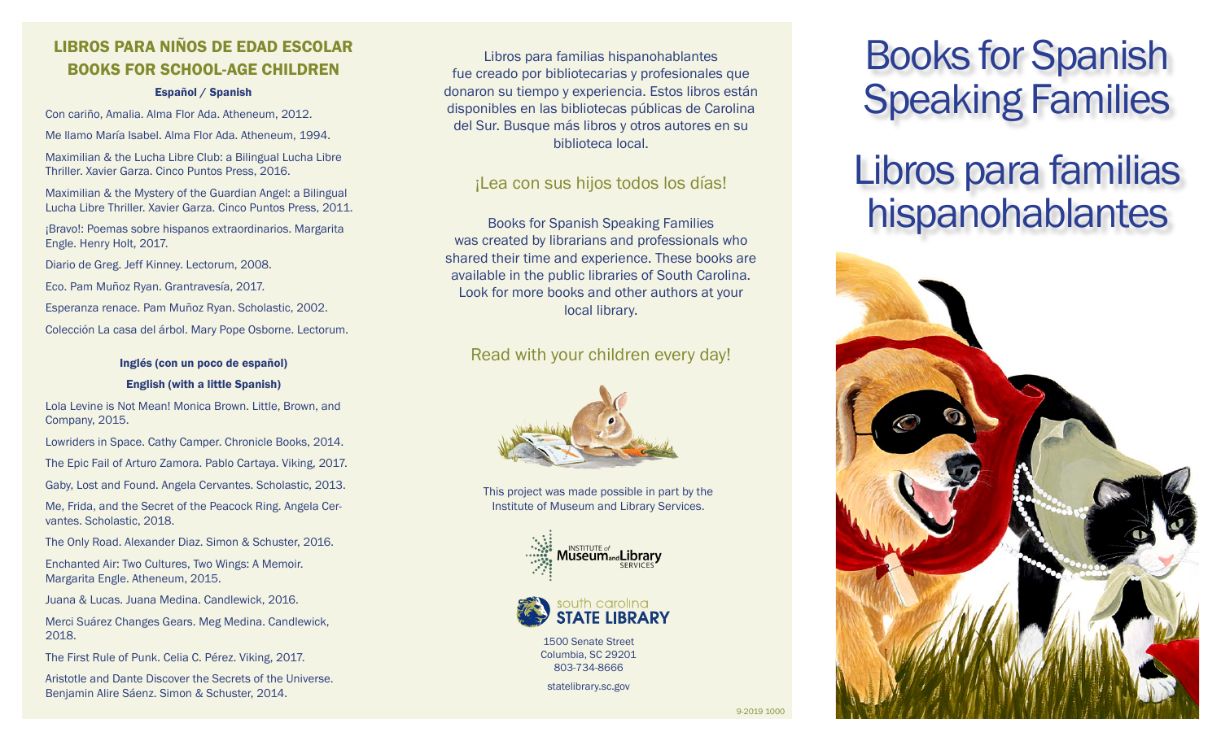## LIBROS PARA NIÑOS DE EDAD ESCOLAR
## BOOKS FOR SCHOOL-AGE CHILDREN

### Español / Spanish

Con cariño, Amalia. Alma Flor Ada. Atheneum, 2012.

Me llamo María Isabel. Alma Flor Ada. Atheneum, 1994.

Maximilian & the Lucha Libre Club: a Bilingual Lucha Libre Thriller. Xavier Garza. Cinco Puntos Press, 2016.

Maximilian & the Mystery of the Guardian Angel: a Bilingual Lucha Libre Thriller. Xavier Garza. Cinco Puntos Press, 2011.

¡Bravo!: Poemas sobre hispanos extraordinarios. Margarita Engle. Henry Holt, 2017.

Diario de Greg. Jeff Kinney. Lectorum, 2008.

Eco. Pam Muñoz Ryan. Grantravesía, 2017.

Esperanza renace. Pam Muñoz Ryan. Scholastic, 2002.

Colección La casa del árbol. Mary Pope Osborne. Lectorum.

### Inglés (con un poco de español)
### English (with a little Spanish)

Lola Levine is Not Mean! Monica Brown. Little, Brown, and Company, 2015.

Lowriders in Space. Cathy Camper. Chronicle Books, 2014.

The Epic Fail of Arturo Zamora. Pablo Cartaya. Viking, 2017.

Gaby, Lost and Found. Angela Cervantes. Scholastic, 2013.

Me, Frida, and the Secret of the Peacock Ring. Angela Cervantes. Scholastic, 2018.

The Only Road. Alexander Diaz. Simon & Schuster, 2016.

Enchanted Air: Two Cultures, Two Wings: A Memoir. Margarita Engle. Atheneum, 2015.

Juana & Lucas. Juana Medina. Candlewick, 2016.

Merci Suárez Changes Gears. Meg Medina. Candlewick, 2018.

The First Rule of Punk. Celia C. Pérez. Viking, 2017.

Aristotle and Dante Discover the Secrets of the Universe. Benjamin Alire Sáenz. Simon & Schuster, 2014.

Libros para familias hispanohablantes fue creado por bibliotecarias y profesionales que donaron su tiempo y experiencia. Estos libros están disponibles en las bibliotecas públicas de Carolina del Sur. Busque más libros y otros autores en su biblioteca local.

¡Lea con sus hijos todos los días!

Books for Spanish Speaking Families was created by librarians and professionals who shared their time and experience. These books are available in the public libraries of South Carolina. Look for more books and other authors at your local library.

Read with your children every day!

This project was made possible in part by the Institute of Museum and Library Services.

Institute of Museum and Library Services

South Carolina State Library

1500 Senate Street
Columbia, SC 29201
803-734-8666

statelibrary.sc.gov

9-2019 1000

# Books for Spanish Speaking Families

# Libros para familias hispanohablantes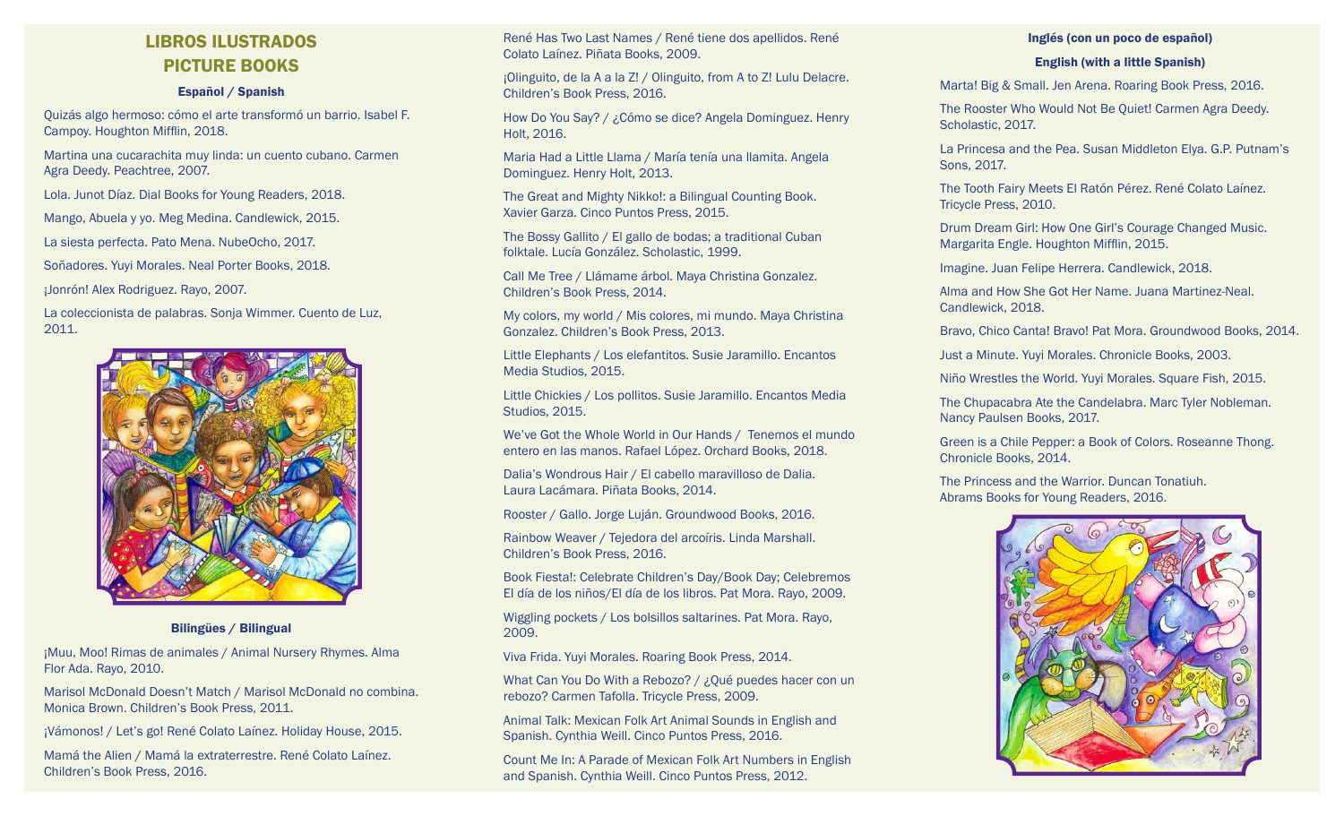# LIBROS ILUSTRADOS
# PICTURE BOOKS

### Español / Spanish

Quizás algo hermoso: cómo el arte transformó un barrio. Isabel F. Campoy. Houghton Mifflin, 2018.

Martina una cucarachita muy linda: un cuento cubano. Carmen Agra Deedy. Peachtree, 2007.

Lola. Junot Díaz. Dial Books for Young Readers, 2018.

Mango, Abuela y yo. Meg Medina. Candlewick, 2015.

La siesta perfecta. Pato Mena. NubeOcho, 2017.

Soñadores. Yuyi Morales. Neal Porter Books, 2018.

¡Jonrón! Alex Rodriguez. Rayo, 2007.

La coleccionista de palabras. Sonja Wimmer. Cuento de Luz, 2011.

### Bilingües / Bilingual

¡Muu, Moo! Rimas de animales / Animal Nursery Rhymes. Alma Flor Ada. Rayo, 2010.

Marisol McDonald Doesn't Match / Marisol McDonald no combina. Monica Brown. Children's Book Press, 2011.

¡Vámonos! / Let's go! René Colato Laínez. Holiday House, 2015.

Mamá the Alien / Mamá la extraterrestre. René Colato Laínez. Children's Book Press, 2016.

René Has Two Last Names / René tiene dos apellidos. René Colato Laínez. Piñata Books, 2009.

¡Olinguito, de la A a la Z! / Olinguito, from A to Z! Lulu Delacre. Children's Book Press, 2016.

How Do You Say? / ¿Cómo se dice? Angela Dominguez. Henry Holt, 2016.

Maria Had a Little Llama / María tenía una llamita. Angela Dominguez. Henry Holt, 2013.

The Great and Mighty Nikko!: a Bilingual Counting Book. Xavier Garza. Cinco Puntos Press, 2015.

The Bossy Gallito / El gallo de bodas; a traditional Cuban folktale. Lucía González. Scholastic, 1999.

Call Me Tree / Llámame árbol. Maya Christina Gonzalez. Children's Book Press, 2014.

My colors, my world / Mis colores, mi mundo. Maya Christina Gonzalez. Children's Book Press, 2013.

Little Elephants / Los elefantitos. Susie Jaramillo. Encantos Media Studios, 2015.

Little Chickies / Los pollitos. Susie Jaramillo. Encantos Media Studios, 2015.

We've Got the Whole World in Our Hands / Tenemos el mundo entero en las manos. Rafael López. Orchard Books, 2018.

Dalia's Wondrous Hair / El cabello maravilloso de Dalia. Laura Lacámara. Piñata Books, 2014.

Rooster / Gallo. Jorge Luján. Groundwood Books, 2016.

Rainbow Weaver / Tejedora del arcoíris. Linda Marshall. Children's Book Press, 2016.

Book Fiesta!: Celebrate Children's Day/Book Day; Celebremos El día de los niños/El día de los libros. Pat Mora. Rayo, 2009.

Wiggling pockets / Los bolsillos saltarines. Pat Mora. Rayo, 2009.

Viva Frida. Yuyi Morales. Roaring Book Press, 2014.

What Can You Do With a Rebozo? / ¿Qué puedes hacer con un rebozo? Carmen Tafolla. Tricycle Press, 2009.

Animal Talk: Mexican Folk Art Animal Sounds in English and Spanish. Cynthia Weill. Cinco Puntos Press, 2016.

Count Me In: A Parade of Mexican Folk Art Numbers in English and Spanish. Cynthia Weill. Cinco Puntos Press, 2012.

### Inglés (con un poco de español)
### English (with a little Spanish)

Marta! Big & Small. Jen Arena. Roaring Book Press, 2016.

The Rooster Who Would Not Be Quiet! Carmen Agra Deedy. Scholastic, 2017.

La Princesa and the Pea. Susan Middleton Elya. G.P. Putnam's Sons, 2017.

The Tooth Fairy Meets El Ratón Pérez. René Colato Laínez. Tricycle Press, 2010.

Drum Dream Girl: How One Girl's Courage Changed Music. Margarita Engle. Houghton Mifflin, 2015.

Imagine. Juan Felipe Herrera. Candlewick, 2018.

Alma and How She Got Her Name. Juana Martinez-Neal. Candlewick, 2018.

Bravo, Chico Canta! Bravo! Pat Mora. Groundwood Books, 2014.

Just a Minute. Yuyi Morales. Chronicle Books, 2003.

Niño Wrestles the World. Yuyi Morales. Square Fish, 2015.

The Chupacabra Ate the Candelabra. Marc Tyler Nobleman. Nancy Paulsen Books, 2017.

Green is a Chile Pepper: a Book of Colors. Roseanne Thong. Chronicle Books, 2014.

The Princess and the Warrior. Duncan Tonatiuh. Abrams Books for Young Readers, 2016.